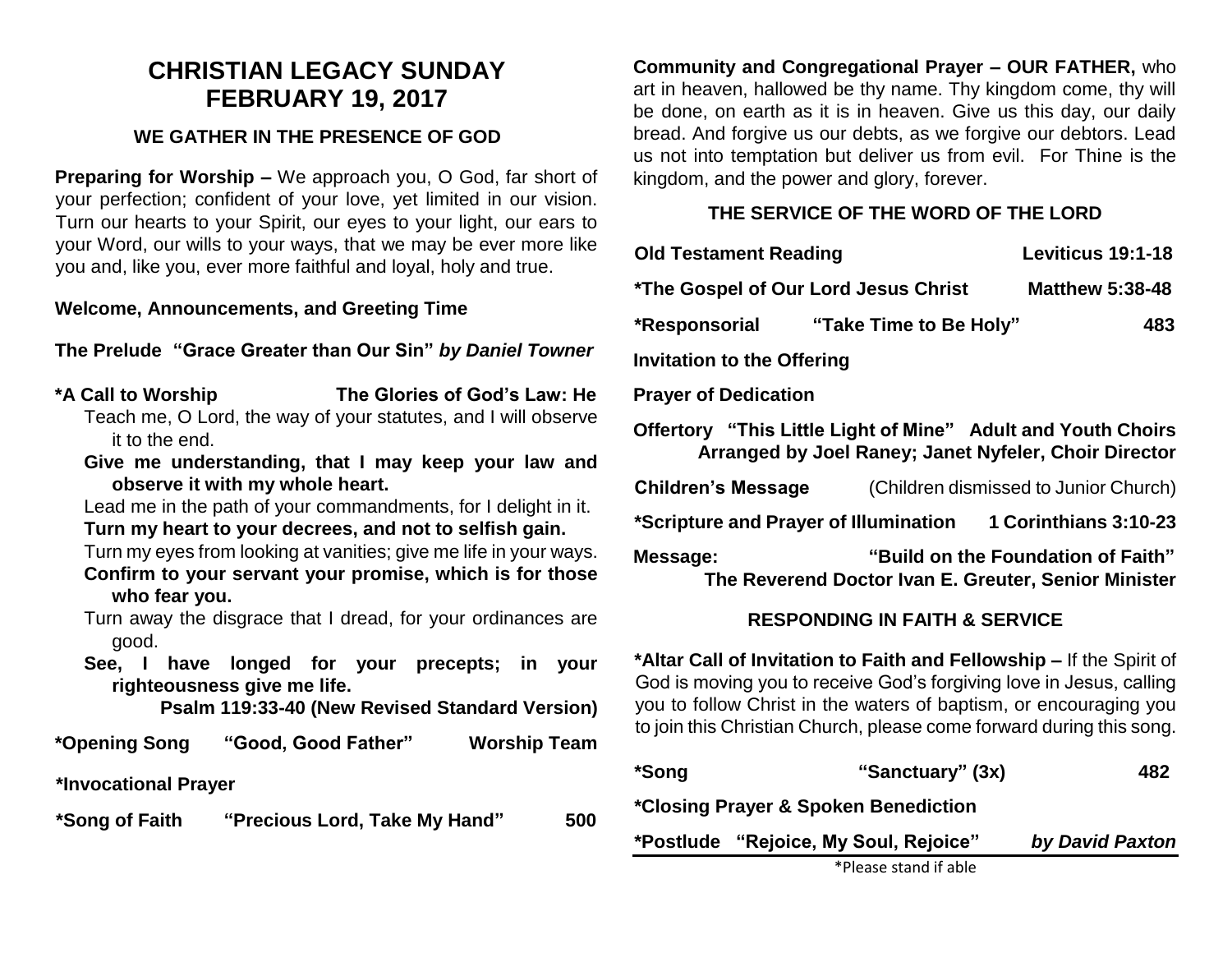# CHRISTIAN LEGACY SUNDAY
# FEBRUARY 19, 2017

## WE GATHER IN THE PRESENCE OF GOD

**Preparing for Worship –** We approach you, O God, far short of your perfection; confident of your love, yet limited in our vision. Turn our hearts to your Spirit, our eyes to your light, our ears to your Word, our wills to your ways, that we may be ever more like you and, like you, ever more faithful and loyal, holy and true.

**Welcome, Announcements, and Greeting Time**

**The Prelude "Grace Greater than Our Sin"** ***by Daniel Towner***

**\*A Call to Worship — The Glories of God's Law: He**

Teach me, O Lord, the way of your statutes, and I will observe it to the end.

**Give me understanding, that I may keep your law and observe it with my whole heart.**

Lead me in the path of your commandments, for I delight in it.

**Turn my heart to your decrees, and not to selfish gain.**

Turn my eyes from looking at vanities; give me life in your ways.

**Confirm to your servant your promise, which is for those who fear you.**

Turn away the disgrace that I dread, for your ordinances are good.

**See, I have longed for your precepts; in your righteousness give me life.**

**Psalm 119:33-40 (New Revised Standard Version)**

**\*Opening Song "Good, Good Father" — Worship Team**

**\*Invocational Prayer**

**\*Song of Faith "Precious Lord, Take My Hand" — 500**

**Community and Congregational Prayer – OUR FATHER,** who art in heaven, hallowed be thy name. Thy kingdom come, thy will be done, on earth as it is in heaven. Give us this day, our daily bread. And forgive us our debts, as we forgive our debtors. Lead us not into temptation but deliver us from evil. For Thine is the kingdom, and the power and glory, forever.

## THE SERVICE OF THE WORD OF THE LORD

**Old Testament Reading — Leviticus 19:1-18**

**\*The Gospel of Our Lord Jesus Christ — Matthew 5:38-48**

**\*Responsorial "Take Time to Be Holy" — 483**

**Invitation to the Offering**

**Prayer of Dedication**

**Offertory "This Little Light of Mine" Adult and Youth Choirs**
**Arranged by Joel Raney; Janet Nyfeler, Choir Director**

**Children's Message** (Children dismissed to Junior Church)

**\*Scripture and Prayer of Illumination — 1 Corinthians 3:10-23**

**Message: "Build on the Foundation of Faith"**
**The Reverend Doctor Ivan E. Greuter, Senior Minister**

## RESPONDING IN FAITH & SERVICE

**\*Altar Call of Invitation to Faith and Fellowship –** If the Spirit of God is moving you to receive God's forgiving love in Jesus, calling you to follow Christ in the waters of baptism, or encouraging you to join this Christian Church, please come forward during this song.

**\*Song "Sanctuary" (3x) — 482**

**\*Closing Prayer & Spoken Benediction**

**\*Postlude "Rejoice, My Soul, Rejoice"** ***by David Paxton***

\*Please stand if able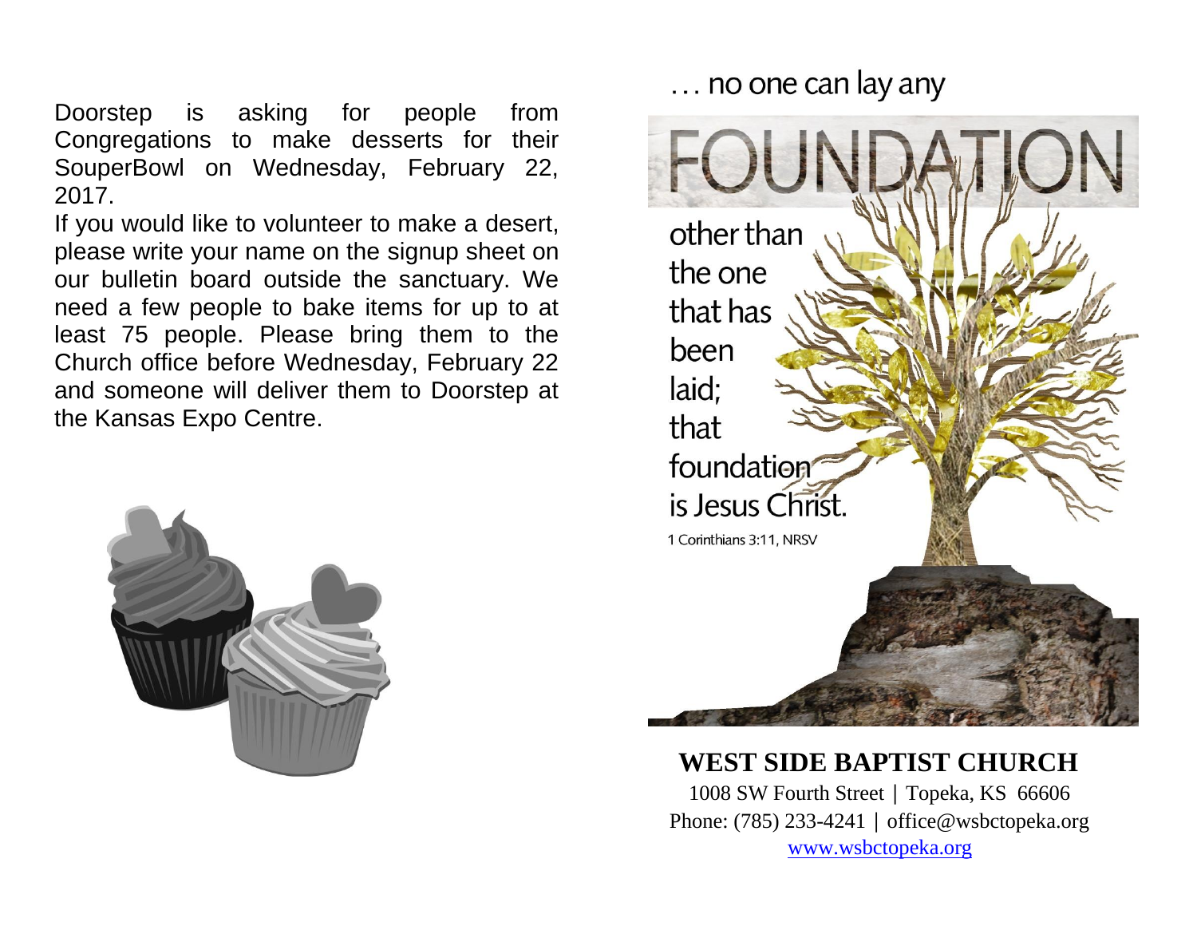Doorstep is asking for people from Congregations to make desserts for their SouperBowl on Wednesday, February 22, 2017.

If you would like to volunteer to make a desert, please write your name on the signup sheet on our bulletin board outside the sanctuary. We need a few people to bake items for up to at least 75 people. Please bring them to the Church office before Wednesday, February 22 and someone will deliver them to Doorstep at the Kansas Expo Centre.

… no one can lay any

FOUNDATION

other than the one that has been laid; that foundation is Jesus Christ.

1 Corinthians 3:11, NRSV

**WEST SIDE BAPTIST CHURCH**

1008 SW Fourth Street | Topeka, KS 66606

Phone: (785) 233-4241 | office@wsbctopeka.org

www.wsbctopeka.org